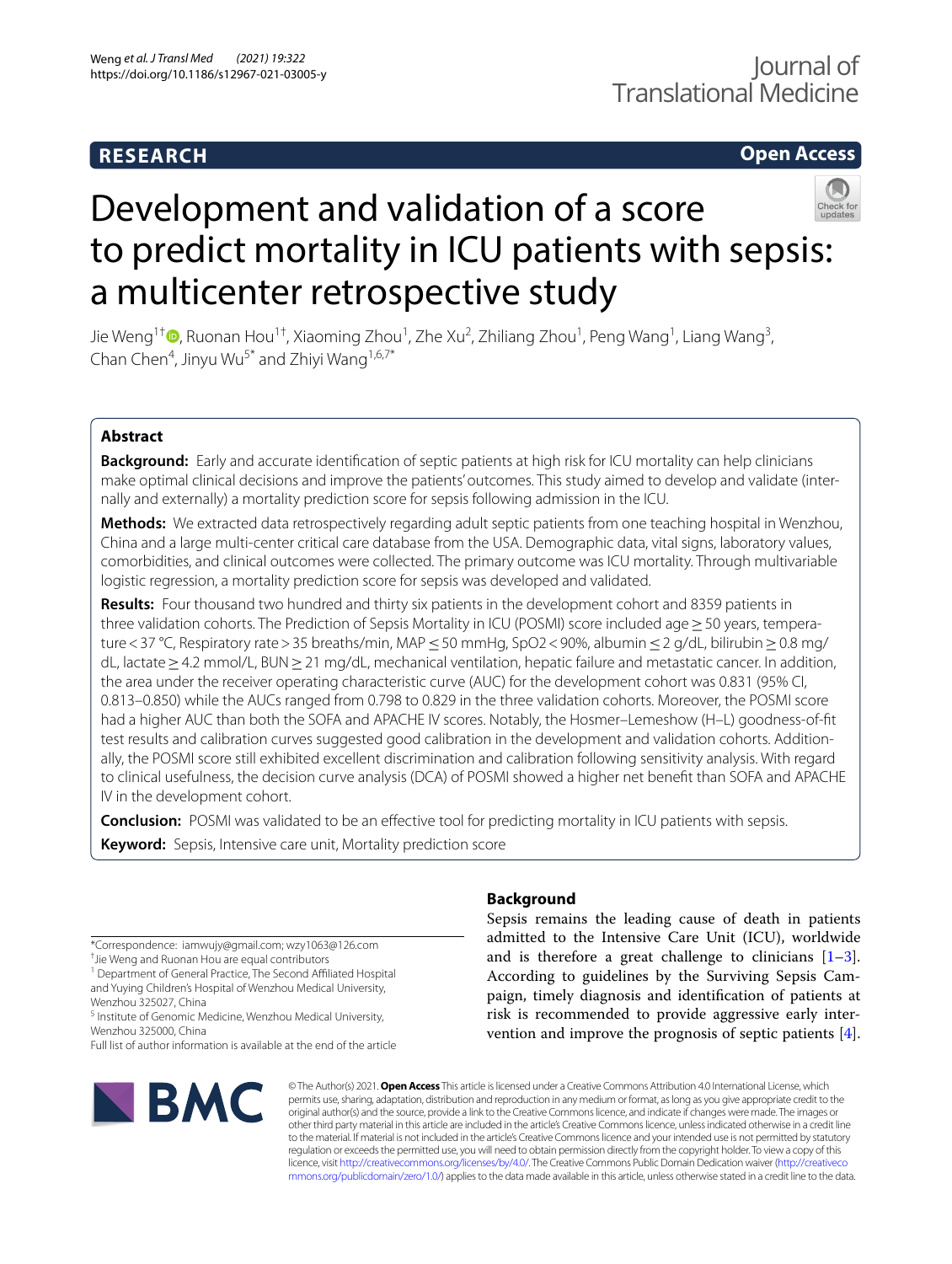# Development and validation of a score to predict mortality in ICU patients with sepsis: a multicenter retrospective study

Jie Weng[1†], Ruonan Hou[1†], Xiaoming Zhou[1], Zhe Xu[2], Zhiliang Zhou[1], Peng Wang[1], Liang Wang[3], Chan Chen[4], Jinyu Wu[5*] and Zhiyi Wang[1,6,7*]

## Abstract

**Background:** Early and accurate identification of septic patients at high risk for ICU mortality can help clinicians make optimal clinical decisions and improve the patients' outcomes. This study aimed to develop and validate (internally and externally) a mortality prediction score for sepsis following admission in the ICU.

**Methods:** We extracted data retrospectively regarding adult septic patients from one teaching hospital in Wenzhou, China and a large multi-center critical care database from the USA. Demographic data, vital signs, laboratory values, comorbidities, and clinical outcomes were collected. The primary outcome was ICU mortality. Through multivariable logistic regression, a mortality prediction score for sepsis was developed and validated.

**Results:** Four thousand two hundred and thirty six patients in the development cohort and 8359 patients in three validation cohorts. The Prediction of Sepsis Mortality in ICU (POSMI) score included age ≥ 50 years, temperature < 37 °C, Respiratory rate > 35 breaths/min, MAP ≤ 50 mmHg, SpO2 < 90%, albumin ≤ 2 g/dL, bilirubin ≥ 0.8 mg/dL, lactate ≥ 4.2 mmol/L, BUN ≥ 21 mg/dL, mechanical ventilation, hepatic failure and metastatic cancer. In addition, the area under the receiver operating characteristic curve (AUC) for the development cohort was 0.831 (95% CI, 0.813–0.850) while the AUCs ranged from 0.798 to 0.829 in the three validation cohorts. Moreover, the POSMI score had a higher AUC than both the SOFA and APACHE IV scores. Notably, the Hosmer–Lemeshow (H–L) goodness-of-fit test results and calibration curves suggested good calibration in the development and validation cohorts. Additionally, the POSMI score still exhibited excellent discrimination and calibration following sensitivity analysis. With regard to clinical usefulness, the decision curve analysis (DCA) of POSMI showed a higher net benefit than SOFA and APACHE IV in the development cohort.

**Conclusion:** POSMI was validated to be an effective tool for predicting mortality in ICU patients with sepsis.

**Keyword:** Sepsis, Intensive care unit, Mortality prediction score

## Background

Sepsis remains the leading cause of death in patients admitted to the Intensive Care Unit (ICU), worldwide and is therefore a great challenge to clinicians [1–3]. According to guidelines by the Surviving Sepsis Campaign, timely diagnosis and identification of patients at risk is recommended to provide aggressive early intervention and improve the prognosis of septic patients [4].

*Correspondence: iamwujy@gmail.com; wzy1063@126.com
†Jie Weng and Ruonan Hou are equal contributors
[1] Department of General Practice, The Second Affiliated Hospital and Yuying Children's Hospital of Wenzhou Medical University, Wenzhou 325027, China
[5] Institute of Genomic Medicine, Wenzhou Medical University, Wenzhou 325000, China
Full list of author information is available at the end of the article

© The Author(s) 2021. **Open Access** This article is licensed under a Creative Commons Attribution 4.0 International License, which permits use, sharing, adaptation, distribution and reproduction in any medium or format, as long as you give appropriate credit to the original author(s) and the source, provide a link to the Creative Commons licence, and indicate if changes were made. The images or other third party material in this article are included in the article's Creative Commons licence, unless indicated otherwise in a credit line to the material. If material is not included in the article's Creative Commons licence and your intended use is not permitted by statutory regulation or exceeds the permitted use, you will need to obtain permission directly from the copyright holder. To view a copy of this licence, visit http://creativecommons.org/licenses/by/4.0/. The Creative Commons Public Domain Dedication waiver (http://creativecommons.org/publicdomain/zero/1.0/) applies to the data made available in this article, unless otherwise stated in a credit line to the data.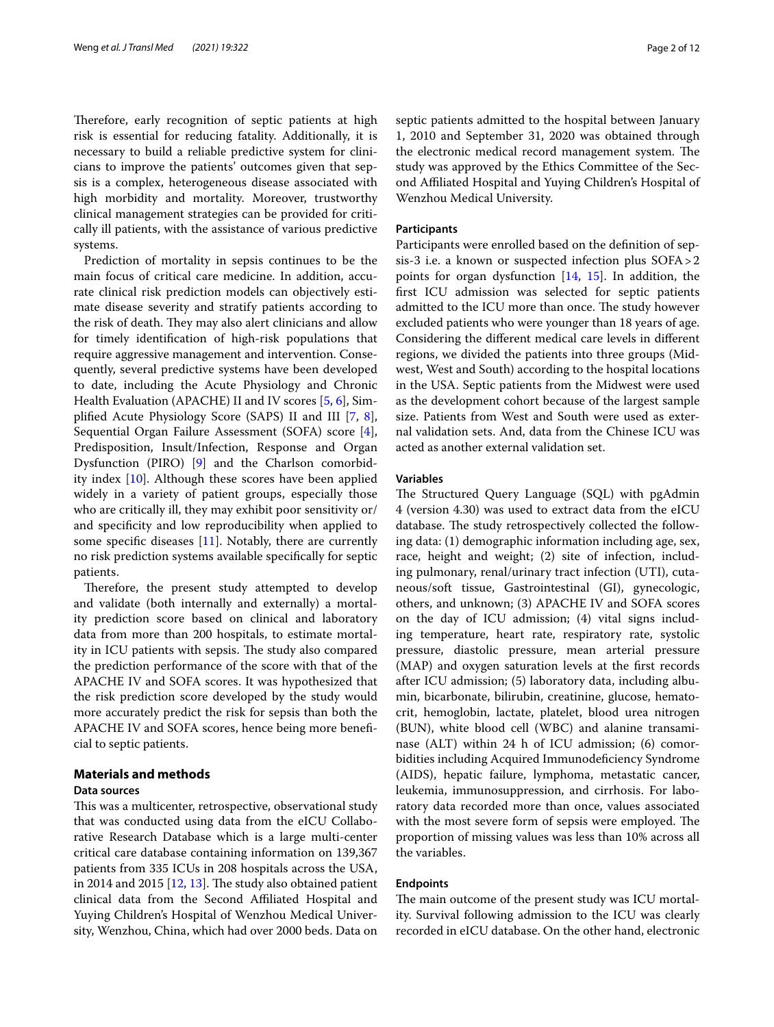Therefore, early recognition of septic patients at high risk is essential for reducing fatality. Additionally, it is necessary to build a reliable predictive system for clinicians to improve the patients' outcomes given that sepsis is a complex, heterogeneous disease associated with high morbidity and mortality. Moreover, trustworthy clinical management strategies can be provided for critically ill patients, with the assistance of various predictive systems.

Prediction of mortality in sepsis continues to be the main focus of critical care medicine. In addition, accurate clinical risk prediction models can objectively estimate disease severity and stratify patients according to the risk of death. They may also alert clinicians and allow for timely identification of high-risk populations that require aggressive management and intervention. Consequently, several predictive systems have been developed to date, including the Acute Physiology and Chronic Health Evaluation (APACHE) II and IV scores [5, 6], Simplified Acute Physiology Score (SAPS) II and III [7, 8], Sequential Organ Failure Assessment (SOFA) score [4], Predisposition, Insult/Infection, Response and Organ Dysfunction (PIRO) [9] and the Charlson comorbidity index [10]. Although these scores have been applied widely in a variety of patient groups, especially those who are critically ill, they may exhibit poor sensitivity or/and specificity and low reproducibility when applied to some specific diseases [11]. Notably, there are currently no risk prediction systems available specifically for septic patients.

Therefore, the present study attempted to develop and validate (both internally and externally) a mortality prediction score based on clinical and laboratory data from more than 200 hospitals, to estimate mortality in ICU patients with sepsis. The study also compared the prediction performance of the score with that of the APACHE IV and SOFA scores. It was hypothesized that the risk prediction score developed by the study would more accurately predict the risk for sepsis than both the APACHE IV and SOFA scores, hence being more beneficial to septic patients.

## Materials and methods

### Data sources

This was a multicenter, retrospective, observational study that was conducted using data from the eICU Collaborative Research Database which is a large multi-center critical care database containing information on 139,367 patients from 335 ICUs in 208 hospitals across the USA, in 2014 and 2015 [12, 13]. The study also obtained patient clinical data from the Second Affiliated Hospital and Yuying Children's Hospital of Wenzhou Medical University, Wenzhou, China, which had over 2000 beds. Data on septic patients admitted to the hospital between January 1, 2010 and September 31, 2020 was obtained through the electronic medical record management system. The study was approved by the Ethics Committee of the Second Affiliated Hospital and Yuying Children's Hospital of Wenzhou Medical University.

### Participants

Participants were enrolled based on the definition of sepsis-3 i.e. a known or suspected infection plus SOFA > 2 points for organ dysfunction [14, 15]. In addition, the first ICU admission was selected for septic patients admitted to the ICU more than once. The study however excluded patients who were younger than 18 years of age. Considering the different medical care levels in different regions, we divided the patients into three groups (Midwest, West and South) according to the hospital locations in the USA. Septic patients from the Midwest were used as the development cohort because of the largest sample size. Patients from West and South were used as external validation sets. And, data from the Chinese ICU was acted as another external validation set.

### Variables

The Structured Query Language (SQL) with pgAdmin 4 (version 4.30) was used to extract data from the eICU database. The study retrospectively collected the following data: (1) demographic information including age, sex, race, height and weight; (2) site of infection, including pulmonary, renal/urinary tract infection (UTI), cutaneous/soft tissue, Gastrointestinal (GI), gynecologic, others, and unknown; (3) APACHE IV and SOFA scores on the day of ICU admission; (4) vital signs including temperature, heart rate, respiratory rate, systolic pressure, diastolic pressure, mean arterial pressure (MAP) and oxygen saturation levels at the first records after ICU admission; (5) laboratory data, including albumin, bicarbonate, bilirubin, creatinine, glucose, hematocrit, hemoglobin, lactate, platelet, blood urea nitrogen (BUN), white blood cell (WBC) and alanine transaminase (ALT) within 24 h of ICU admission; (6) comorbidities including Acquired Immunodeficiency Syndrome (AIDS), hepatic failure, lymphoma, metastatic cancer, leukemia, immunosuppression, and cirrhosis. For laboratory data recorded more than once, values associated with the most severe form of sepsis were employed. The proportion of missing values was less than 10% across all the variables.

### Endpoints

The main outcome of the present study was ICU mortality. Survival following admission to the ICU was clearly recorded in eICU database. On the other hand, electronic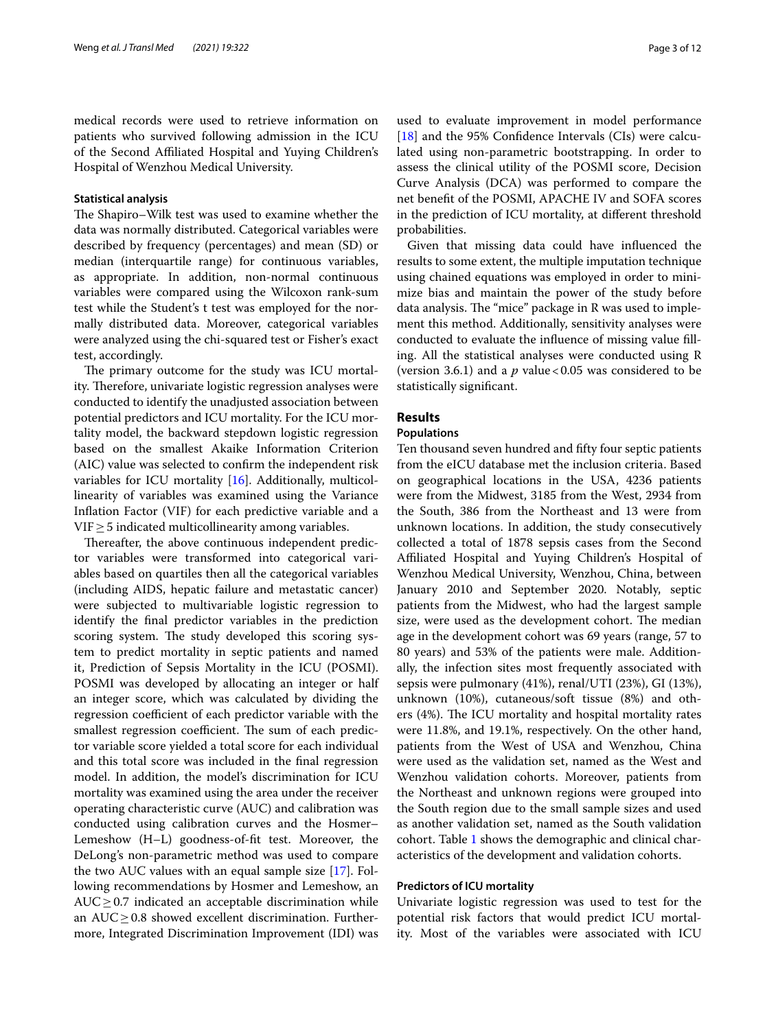medical records were used to retrieve information on patients who survived following admission in the ICU of the Second Affiliated Hospital and Yuying Children's Hospital of Wenzhou Medical University.

### Statistical analysis

The Shapiro–Wilk test was used to examine whether the data was normally distributed. Categorical variables were described by frequency (percentages) and mean (SD) or median (interquartile range) for continuous variables, as appropriate. In addition, non-normal continuous variables were compared using the Wilcoxon rank-sum test while the Student's t test was employed for the normally distributed data. Moreover, categorical variables were analyzed using the chi-squared test or Fisher's exact test, accordingly.

The primary outcome for the study was ICU mortality. Therefore, univariate logistic regression analyses were conducted to identify the unadjusted association between potential predictors and ICU mortality. For the ICU mortality model, the backward stepdown logistic regression based on the smallest Akaike Information Criterion (AIC) value was selected to confirm the independent risk variables for ICU mortality [16]. Additionally, multicollinearity of variables was examined using the Variance Inflation Factor (VIF) for each predictive variable and a VIF $\geq 5$ indicated multicollinearity among variables.

Thereafter, the above continuous independent predictor variables were transformed into categorical variables based on quartiles then all the categorical variables (including AIDS, hepatic failure and metastatic cancer) were subjected to multivariable logistic regression to identify the final predictor variables in the prediction scoring system. The study developed this scoring system to predict mortality in septic patients and named it, Prediction of Sepsis Mortality in the ICU (POSMI). POSMI was developed by allocating an integer or half an integer score, which was calculated by dividing the regression coefficient of each predictor variable with the smallest regression coefficient. The sum of each predictor variable score yielded a total score for each individual and this total score was included in the final regression model. In addition, the model's discrimination for ICU mortality was examined using the area under the receiver operating characteristic curve (AUC) and calibration was conducted using calibration curves and the Hosmer–Lemeshow (H–L) goodness-of-fit test. Moreover, the DeLong's non-parametric method was used to compare the two AUC values with an equal sample size [17]. Following recommendations by Hosmer and Lemeshow, an AUC $\geq 0.7$ indicated an acceptable discrimination while an AUC $\geq 0.8$ showed excellent discrimination. Furthermore, Integrated Discrimination Improvement (IDI) was used to evaluate improvement in model performance [18] and the 95% Confidence Intervals (CIs) were calculated using non-parametric bootstrapping. In order to assess the clinical utility of the POSMI score, Decision Curve Analysis (DCA) was performed to compare the net benefit of the POSMI, APACHE IV and SOFA scores in the prediction of ICU mortality, at different threshold probabilities.

Given that missing data could have influenced the results to some extent, the multiple imputation technique using chained equations was employed in order to minimize bias and maintain the power of the study before data analysis. The "mice" package in R was used to implement this method. Additionally, sensitivity analyses were conducted to evaluate the influence of missing value filling. All the statistical analyses were conducted using R (version 3.6.1) and a *p* value $< 0.05$ was considered to be statistically significant.

## Results

### Populations

Ten thousand seven hundred and fifty four septic patients from the eICU database met the inclusion criteria. Based on geographical locations in the USA, 4236 patients were from the Midwest, 3185 from the West, 2934 from the South, 386 from the Northeast and 13 were from unknown locations. In addition, the study consecutively collected a total of 1878 sepsis cases from the Second Affiliated Hospital and Yuying Children's Hospital of Wenzhou Medical University, Wenzhou, China, between January 2010 and September 2020. Notably, septic patients from the Midwest, who had the largest sample size, were used as the development cohort. The median age in the development cohort was 69 years (range, 57 to 80 years) and 53% of the patients were male. Additionally, the infection sites most frequently associated with sepsis were pulmonary (41%), renal/UTI (23%), GI (13%), unknown (10%), cutaneous/soft tissue (8%) and others (4%). The ICU mortality and hospital mortality rates were 11.8%, and 19.1%, respectively. On the other hand, patients from the West of USA and Wenzhou, China were used as the validation set, named as the West and Wenzhou validation cohorts. Moreover, patients from the Northeast and unknown regions were grouped into the South region due to the small sample sizes and used as another validation set, named as the South validation cohort. Table 1 shows the demographic and clinical characteristics of the development and validation cohorts.

### Predictors of ICU mortality

Univariate logistic regression was used to test for the potential risk factors that would predict ICU mortality. Most of the variables were associated with ICU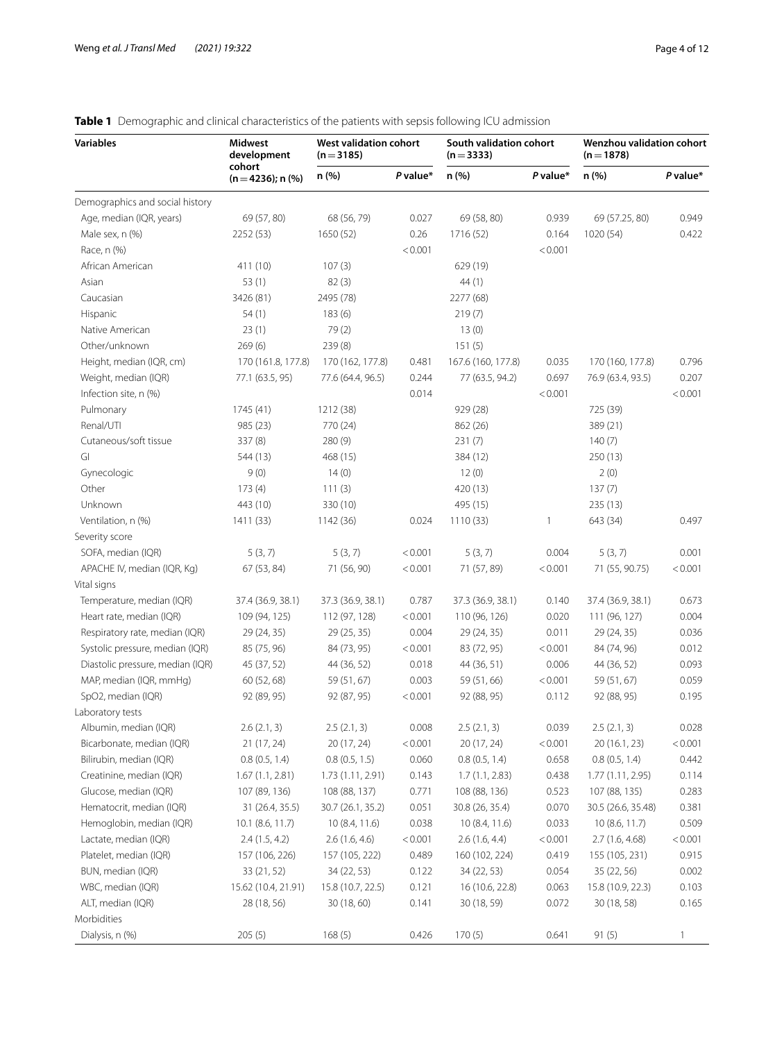**Table 1** Demographic and clinical characteristics of the patients with sepsis following ICU admission

| Variables | Midwest development cohort (n = 4236); n (%) | West validation cohort (n = 3185) | | South validation cohort (n = 3333) | | Wenzhou validation cohort (n = 1878) | |
|---|---|---|---|---|---|---|---|
| | | n (%) | *P* value* | n (%) | *P* value* | n (%) | *P* value* |
| Demographics and social history | | | | | | | |
| Age, median (IQR, years) | 69 (57, 80) | 68 (56, 79) | 0.027 | 69 (58, 80) | 0.939 | 69 (57.25, 80) | 0.949 |
| Male sex, n (%) | 2252 (53) | 1650 (52) | 0.26 | 1716 (52) | 0.164 | 1020 (54) | 0.422 |
| Race, n (%) | | | < 0.001 | | < 0.001 | | |
| African American | 411 (10) | 107 (3) | | 629 (19) | | | |
| Asian | 53 (1) | 82 (3) | | 44 (1) | | | |
| Caucasian | 3426 (81) | 2495 (78) | | 2277 (68) | | | |
| Hispanic | 54 (1) | 183 (6) | | 219 (7) | | | |
| Native American | 23 (1) | 79 (2) | | 13 (0) | | | |
| Other/unknown | 269 (6) | 239 (8) | | 151 (5) | | | |
| Height, median (IQR, cm) | 170 (161.8, 177.8) | 170 (162, 177.8) | 0.481 | 167.6 (160, 177.8) | 0.035 | 170 (160, 177.8) | 0.796 |
| Weight, median (IQR) | 77.1 (63.5, 95) | 77.6 (64.4, 96.5) | 0.244 | 77 (63.5, 94.2) | 0.697 | 76.9 (63.4, 93.5) | 0.207 |
| Infection site, n (%) | | | 0.014 | | < 0.001 | | < 0.001 |
| Pulmonary | 1745 (41) | 1212 (38) | | 929 (28) | | 725 (39) | |
| Renal/UTI | 985 (23) | 770 (24) | | 862 (26) | | 389 (21) | |
| Cutaneous/soft tissue | 337 (8) | 280 (9) | | 231 (7) | | 140 (7) | |
| GI | 544 (13) | 468 (15) | | 384 (12) | | 250 (13) | |
| Gynecologic | 9 (0) | 14 (0) | | 12 (0) | | 2 (0) | |
| Other | 173 (4) | 111 (3) | | 420 (13) | | 137 (7) | |
| Unknown | 443 (10) | 330 (10) | | 495 (15) | | 235 (13) | |
| Ventilation, n (%) | 1411 (33) | 1142 (36) | 0.024 | 1110 (33) | 1 | 643 (34) | 0.497 |
| Severity score | | | | | | | |
| SOFA, median (IQR) | 5 (3, 7) | 5 (3, 7) | < 0.001 | 5 (3, 7) | 0.004 | 5 (3, 7) | 0.001 |
| APACHE IV, median (IQR, Kg) | 67 (53, 84) | 71 (56, 90) | < 0.001 | 71 (57, 89) | < 0.001 | 71 (55, 90.75) | < 0.001 |
| Vital signs | | | | | | | |
| Temperature, median (IQR) | 37.4 (36.9, 38.1) | 37.3 (36.9, 38.1) | 0.787 | 37.3 (36.9, 38.1) | 0.140 | 37.4 (36.9, 38.1) | 0.673 |
| Heart rate, median (IQR) | 109 (94, 125) | 112 (97, 128) | < 0.001 | 110 (96, 126) | 0.020 | 111 (96, 127) | 0.004 |
| Respiratory rate, median (IQR) | 29 (24, 35) | 29 (25, 35) | 0.004 | 29 (24, 35) | 0.011 | 29 (24, 35) | 0.036 |
| Systolic pressure, median (IQR) | 85 (75, 96) | 84 (73, 95) | < 0.001 | 83 (72, 95) | < 0.001 | 84 (74, 96) | 0.012 |
| Diastolic pressure, median (IQR) | 45 (37, 52) | 44 (36, 52) | 0.018 | 44 (36, 51) | 0.006 | 44 (36, 52) | 0.093 |
| MAP, median (IQR, mmHg) | 60 (52, 68) | 59 (51, 67) | 0.003 | 59 (51, 66) | < 0.001 | 59 (51, 67) | 0.059 |
| SpO2, median (IQR) | 92 (89, 95) | 92 (87, 95) | < 0.001 | 92 (88, 95) | 0.112 | 92 (88, 95) | 0.195 |
| Laboratory tests | | | | | | | |
| Albumin, median (IQR) | 2.6 (2.1, 3) | 2.5 (2.1, 3) | 0.008 | 2.5 (2.1, 3) | 0.039 | 2.5 (2.1, 3) | 0.028 |
| Bicarbonate, median (IQR) | 21 (17, 24) | 20 (17, 24) | < 0.001 | 20 (17, 24) | < 0.001 | 20 (16.1, 23) | < 0.001 |
| Bilirubin, median (IQR) | 0.8 (0.5, 1.4) | 0.8 (0.5, 1.5) | 0.060 | 0.8 (0.5, 1.4) | 0.658 | 0.8 (0.5, 1.4) | 0.442 |
| Creatinine, median (IQR) | 1.67 (1.1, 2.81) | 1.73 (1.11, 2.91) | 0.143 | 1.7 (1.1, 2.83) | 0.438 | 1.77 (1.11, 2.95) | 0.114 |
| Glucose, median (IQR) | 107 (89, 136) | 108 (88, 137) | 0.771 | 108 (88, 136) | 0.523 | 107 (88, 135) | 0.283 |
| Hematocrit, median (IQR) | 31 (26.4, 35.5) | 30.7 (26.1, 35.2) | 0.051 | 30.8 (26, 35.4) | 0.070 | 30.5 (26.6, 35.48) | 0.381 |
| Hemoglobin, median (IQR) | 10.1 (8.6, 11.7) | 10 (8.4, 11.6) | 0.038 | 10 (8.4, 11.6) | 0.033 | 10 (8.6, 11.7) | 0.509 |
| Lactate, median (IQR) | 2.4 (1.5, 4.2) | 2.6 (1.6, 4.6) | < 0.001 | 2.6 (1.6, 4.4) | < 0.001 | 2.7 (1.6, 4.68) | < 0.001 |
| Platelet, median (IQR) | 157 (106, 226) | 157 (105, 222) | 0.489 | 160 (102, 224) | 0.419 | 155 (105, 231) | 0.915 |
| BUN, median (IQR) | 33 (21, 52) | 34 (22, 53) | 0.122 | 34 (22, 53) | 0.054 | 35 (22, 56) | 0.002 |
| WBC, median (IQR) | 15.62 (10.4, 21.91) | 15.8 (10.7, 22.5) | 0.121 | 16 (10.6, 22.8) | 0.063 | 15.8 (10.9, 22.3) | 0.103 |
| ALT, median (IQR) | 28 (18, 56) | 30 (18, 60) | 0.141 | 30 (18, 59) | 0.072 | 30 (18, 58) | 0.165 |
| Morbidities | | | | | | | |
| Dialysis, n (%) | 205 (5) | 168 (5) | 0.426 | 170 (5) | 0.641 | 91 (5) | 1 |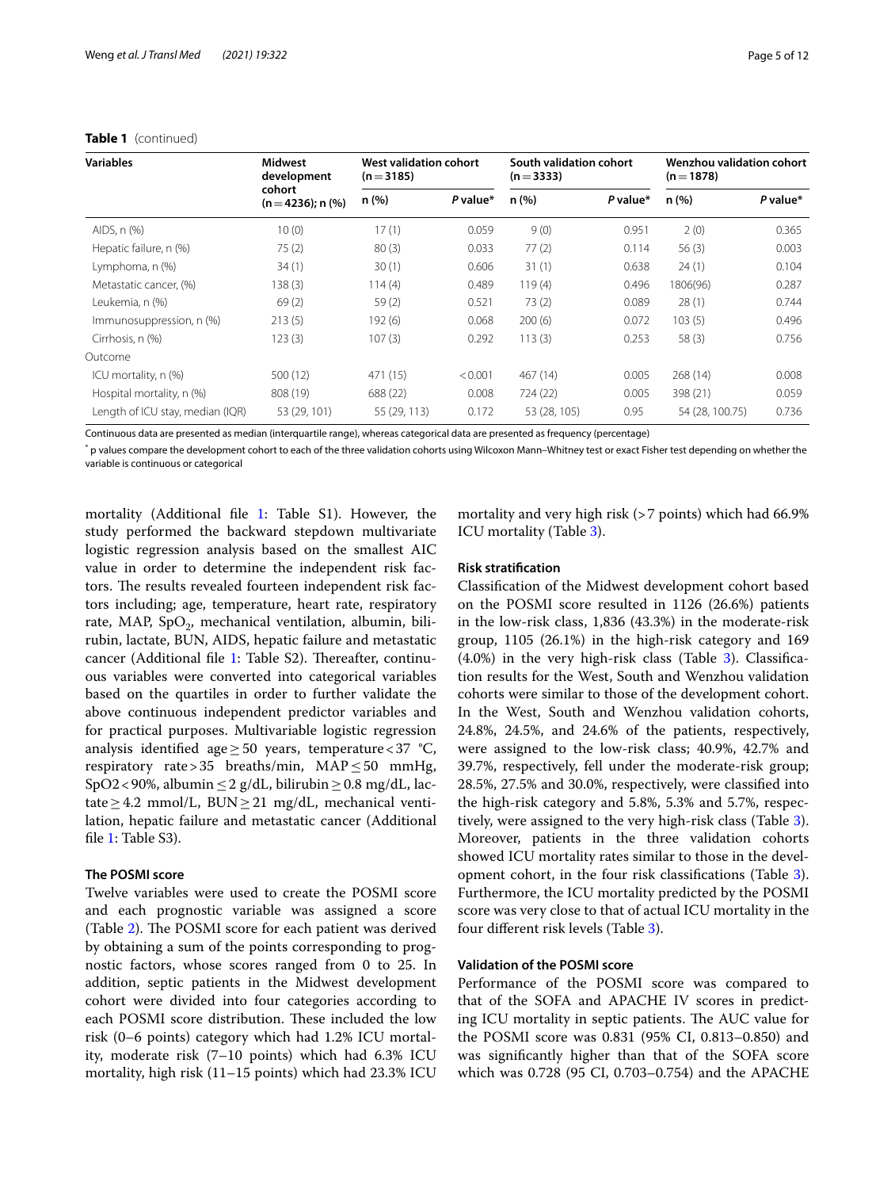**Table 1** (continued)

| Variables | Midwest development cohort (n = 4236); n (%) | West validation cohort (n = 3185) | | South validation cohort (n = 3333) | | Wenzhou validation cohort (n = 1878) | |
|---|---|---|---|---|---|---|---|
| | | n (%) | *P* value* | n (%) | *P* value* | n (%) | *P* value* |
| AIDS, n (%) | 10 (0) | 17 (1) | 0.059 | 9 (0) | 0.951 | 2 (0) | 0.365 |
| Hepatic failure, n (%) | 75 (2) | 80 (3) | 0.033 | 77 (2) | 0.114 | 56 (3) | 0.003 |
| Lymphoma, n (%) | 34 (1) | 30 (1) | 0.606 | 31 (1) | 0.638 | 24 (1) | 0.104 |
| Metastatic cancer, (%) | 138 (3) | 114 (4) | 0.489 | 119 (4) | 0.496 | 1806(96) | 0.287 |
| Leukemia, n (%) | 69 (2) | 59 (2) | 0.521 | 73 (2) | 0.089 | 28 (1) | 0.744 |
| Immunosuppression, n (%) | 213 (5) | 192 (6) | 0.068 | 200 (6) | 0.072 | 103 (5) | 0.496 |
| Cirrhosis, n (%) | 123 (3) | 107 (3) | 0.292 | 113 (3) | 0.253 | 58 (3) | 0.756 |
| Outcome | | | | | | | |
| ICU mortality, n (%) | 500 (12) | 471 (15) | <0.001 | 467 (14) | 0.005 | 268 (14) | 0.008 |
| Hospital mortality, n (%) | 808 (19) | 688 (22) | 0.008 | 724 (22) | 0.005 | 398 (21) | 0.059 |
| Length of ICU stay, median (IQR) | 53 (29, 101) | 55 (29, 113) | 0.172 | 53 (28, 105) | 0.95 | 54 (28, 100.75) | 0.736 |

Continuous data are presented as median (interquartile range), whereas categorical data are presented as frequency (percentage)

* p values compare the development cohort to each of the three validation cohorts using Wilcoxon Mann–Whitney test or exact Fisher test depending on whether the variable is continuous or categorical

mortality (Additional file 1: Table S1). However, the study performed the backward stepdown multivariate logistic regression analysis based on the smallest AIC value in order to determine the independent risk factors. The results revealed fourteen independent risk factors including; age, temperature, heart rate, respiratory rate, MAP, $SpO_2$, mechanical ventilation, albumin, bilirubin, lactate, BUN, AIDS, hepatic failure and metastatic cancer (Additional file 1: Table S2). Thereafter, continuous variables were converted into categorical variables based on the quartiles in order to further validate the above continuous independent predictor variables and for practical purposes. Multivariable logistic regression analysis identified age ≥ 50 years, temperature < 37 °C, respiratory rate > 35 breaths/min, MAP ≤ 50 mmHg, $SpO_2$ < 90%, albumin ≤ 2 g/dL, bilirubin ≥ 0.8 mg/dL, lactate ≥ 4.2 mmol/L, BUN ≥ 21 mg/dL, mechanical ventilation, hepatic failure and metastatic cancer (Additional file 1: Table S3).

### The POSMI score

Twelve variables were used to create the POSMI score and each prognostic variable was assigned a score (Table 2). The POSMI score for each patient was derived by obtaining a sum of the points corresponding to prognostic factors, whose scores ranged from 0 to 25. In addition, septic patients in the Midwest development cohort were divided into four categories according to each POSMI score distribution. These included the low risk (0–6 points) category which had 1.2% ICU mortality, moderate risk (7–10 points) which had 6.3% ICU mortality, high risk (11–15 points) which had 23.3% ICU mortality and very high risk (> 7 points) which had 66.9% ICU mortality (Table 3).

### Risk stratification

Classification of the Midwest development cohort based on the POSMI score resulted in 1126 (26.6%) patients in the low-risk class, 1,836 (43.3%) in the moderate-risk group, 1105 (26.1%) in the high-risk category and 169 (4.0%) in the very high-risk class (Table 3). Classification results for the West, South and Wenzhou validation cohorts were similar to those of the development cohort. In the West, South and Wenzhou validation cohorts, 24.8%, 24.5%, and 24.6% of the patients, respectively, were assigned to the low-risk class; 40.9%, 42.7% and 39.7%, respectively, fell under the moderate-risk group; 28.5%, 27.5% and 30.0%, respectively, were classified into the high-risk category and 5.8%, 5.3% and 5.7%, respectively, were assigned to the very high-risk class (Table 3). Moreover, patients in the three validation cohorts showed ICU mortality rates similar to those in the development cohort, in the four risk classifications (Table 3). Furthermore, the ICU mortality predicted by the POSMI score was very close to that of actual ICU mortality in the four different risk levels (Table 3).

### Validation of the POSMI score

Performance of the POSMI score was compared to that of the SOFA and APACHE IV scores in predicting ICU mortality in septic patients. The AUC value for the POSMI score was 0.831 (95% CI, 0.813–0.850) and was significantly higher than that of the SOFA score which was 0.728 (95 CI, 0.703–0.754) and the APACHE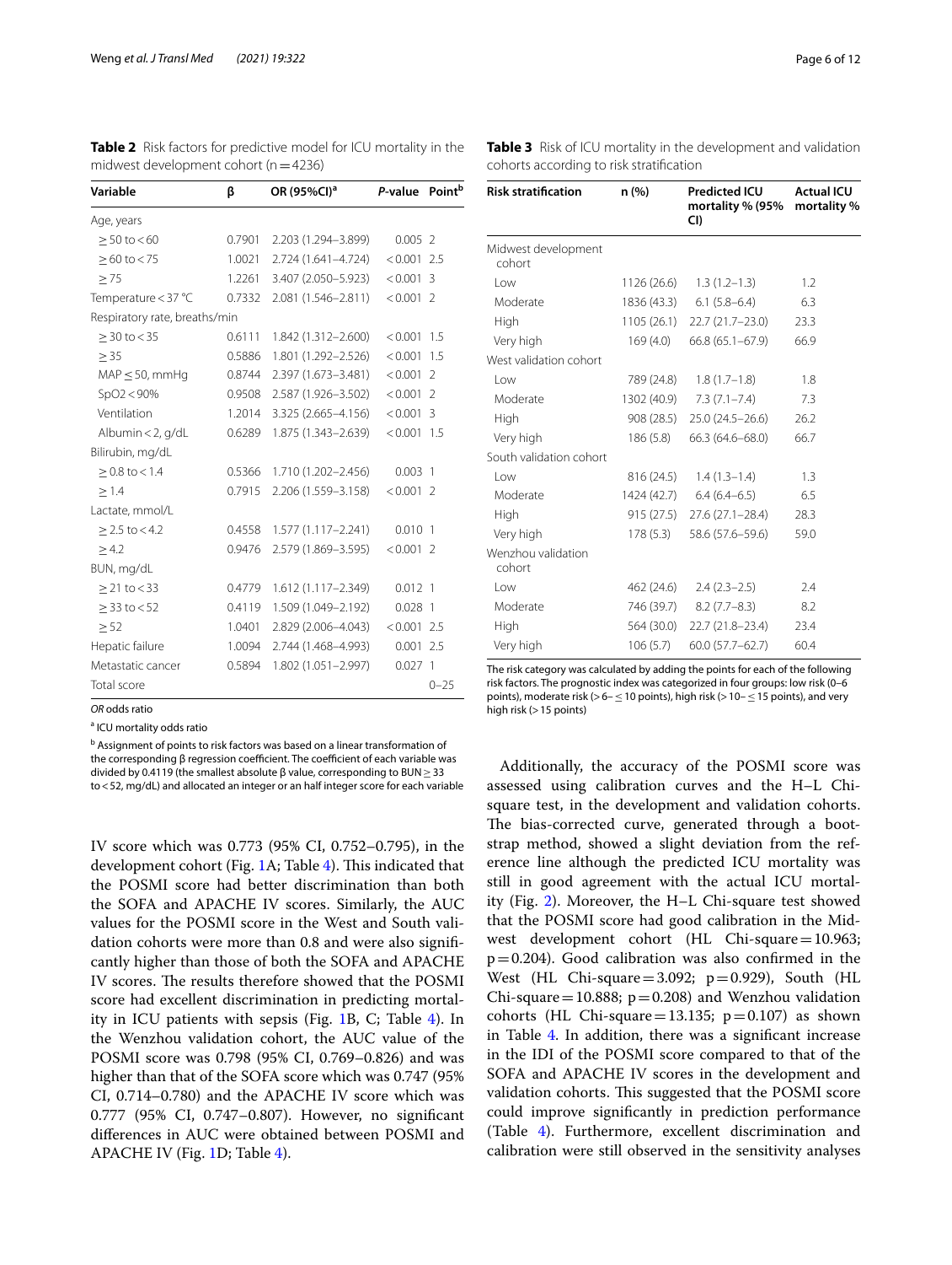**Table 2** Risk factors for predictive model for ICU mortality in the midwest development cohort (n = 4236)

| Variable | β | OR (95%CI)[a] | *P*-value | Point[b] |
|---|---|---|---|---|
| Age, years | | | | |
| ≥ 50 to < 60 | 0.7901 | 2.203 (1.294–3.899) | 0.005 | 2 |
| ≥ 60 to < 75 | 1.0021 | 2.724 (1.641–4.724) | < 0.001 | 2.5 |
| ≥ 75 | 1.2261 | 3.407 (2.050–5.923) | < 0.001 | 3 |
| Temperature < 37 °C | 0.7332 | 2.081 (1.546–2.811) | < 0.001 | 2 |
| Respiratory rate, breaths/min | | | | |
| ≥ 30 to < 35 | 0.6111 | 1.842 (1.312–2.600) | < 0.001 | 1.5 |
| ≥ 35 | 0.5886 | 1.801 (1.292–2.526) | < 0.001 | 1.5 |
| MAP ≤ 50, mmHg | 0.8744 | 2.397 (1.673–3.481) | < 0.001 | 2 |
| SpO2 < 90% | 0.9508 | 2.587 (1.926–3.502) | < 0.001 | 2 |
| Ventilation | 1.2014 | 3.325 (2.665–4.156) | < 0.001 | 3 |
| Albumin < 2, g/dL | 0.6289 | 1.875 (1.343–2.639) | < 0.001 | 1.5 |
| Bilirubin, mg/dL | | | | |
| ≥ 0.8 to < 1.4 | 0.5366 | 1.710 (1.202–2.456) | 0.003 | 1 |
| ≥ 1.4 | 0.7915 | 2.206 (1.559–3.158) | < 0.001 | 2 |
| Lactate, mmol/L | | | | |
| ≥ 2.5 to < 4.2 | 0.4558 | 1.577 (1.117–2.241) | 0.010 | 1 |
| ≥ 4.2 | 0.9476 | 2.579 (1.869–3.595) | < 0.001 | 2 |
| BUN, mg/dL | | | | |
| ≥ 21 to < 33 | 0.4779 | 1.612 (1.117–2.349) | 0.012 | 1 |
| ≥ 33 to < 52 | 0.4119 | 1.509 (1.049–2.192) | 0.028 | 1 |
| ≥ 52 | 1.0401 | 2.829 (2.006–4.043) | < 0.001 | 2.5 |
| Hepatic failure | 1.0094 | 2.744 (1.468–4.993) | 0.001 | 2.5 |
| Metastatic cancer | 0.5894 | 1.802 (1.051–2.997) | 0.027 | 1 |
| Total score | | | | 0–25 |

*OR* odds ratio

[a] ICU mortality odds ratio

[b] Assignment of points to risk factors was based on a linear transformation of the corresponding β regression coefficient. The coefficient of each variable was divided by 0.4119 (the smallest absolute β value, corresponding to BUN ≥ 33 to < 52, mg/dL) and allocated an integer or an half integer score for each variable

IV score which was 0.773 (95% CI, 0.752–0.795), in the development cohort (Fig. 1A; Table 4). This indicated that the POSMI score had better discrimination than both the SOFA and APACHE IV scores. Similarly, the AUC values for the POSMI score in the West and South validation cohorts were more than 0.8 and were also significantly higher than those of both the SOFA and APACHE IV scores. The results therefore showed that the POSMI score had excellent discrimination in predicting mortality in ICU patients with sepsis (Fig. 1B, C; Table 4). In the Wenzhou validation cohort, the AUC value of the POSMI score was 0.798 (95% CI, 0.769–0.826) and was higher than that of the SOFA score which was 0.747 (95% CI, 0.714–0.780) and the APACHE IV score which was 0.777 (95% CI, 0.747–0.807). However, no significant differences in AUC were obtained between POSMI and APACHE IV (Fig. 1D; Table 4).

**Table 3** Risk of ICU mortality in the development and validation cohorts according to risk stratification

| Risk stratification | n (%) | Predicted ICU mortality % (95% CI) | Actual ICU mortality % |
|---|---|---|---|
| Midwest development cohort | | | |
| Low | 1126 (26.6) | 1.3 (1.2–1.3) | 1.2 |
| Moderate | 1836 (43.3) | 6.1 (5.8–6.4) | 6.3 |
| High | 1105 (26.1) | 22.7 (21.7–23.0) | 23.3 |
| Very high | 169 (4.0) | 66.8 (65.1–67.9) | 66.9 |
| West validation cohort | | | |
| Low | 789 (24.8) | 1.8 (1.7–1.8) | 1.8 |
| Moderate | 1302 (40.9) | 7.3 (7.1–7.4) | 7.3 |
| High | 908 (28.5) | 25.0 (24.5–26.6) | 26.2 |
| Very high | 186 (5.8) | 66.3 (64.6–68.0) | 66.7 |
| South validation cohort | | | |
| Low | 816 (24.5) | 1.4 (1.3–1.4) | 1.3 |
| Moderate | 1424 (42.7) | 6.4 (6.4–6.5) | 6.5 |
| High | 915 (27.5) | 27.6 (27.1–28.4) | 28.3 |
| Very high | 178 (5.3) | 58.6 (57.6–59.6) | 59.0 |
| Wenzhou validation cohort | | | |
| Low | 462 (24.6) | 2.4 (2.3–2.5) | 2.4 |
| Moderate | 746 (39.7) | 8.2 (7.7–8.3) | 8.2 |
| High | 564 (30.0) | 22.7 (21.8–23.4) | 23.4 |
| Very high | 106 (5.7) | 60.0 (57.7–62.7) | 60.4 |

The risk category was calculated by adding the points for each of the following risk factors. The prognostic index was categorized in four groups: low risk (0–6 points), moderate risk (> 6– ≤ 10 points), high risk (> 10– ≤ 15 points), and very high risk (> 15 points)

Additionally, the accuracy of the POSMI score was assessed using calibration curves and the H–L Chi-square test, in the development and validation cohorts. The bias-corrected curve, generated through a bootstrap method, showed a slight deviation from the reference line although the predicted ICU mortality was still in good agreement with the actual ICU mortality (Fig. 2). Moreover, the H–L Chi-square test showed that the POSMI score had good calibration in the Midwest development cohort (HL Chi-square = 10.963; p = 0.204). Good calibration was also confirmed in the West (HL Chi-square = 3.092; p = 0.929), South (HL Chi-square = 10.888; p = 0.208) and Wenzhou validation cohorts (HL Chi-square = 13.135; p = 0.107) as shown in Table 4. In addition, there was a significant increase in the IDI of the POSMI score compared to that of the SOFA and APACHE IV scores in the development and validation cohorts. This suggested that the POSMI score could improve significantly in prediction performance (Table 4). Furthermore, excellent discrimination and calibration were still observed in the sensitivity analyses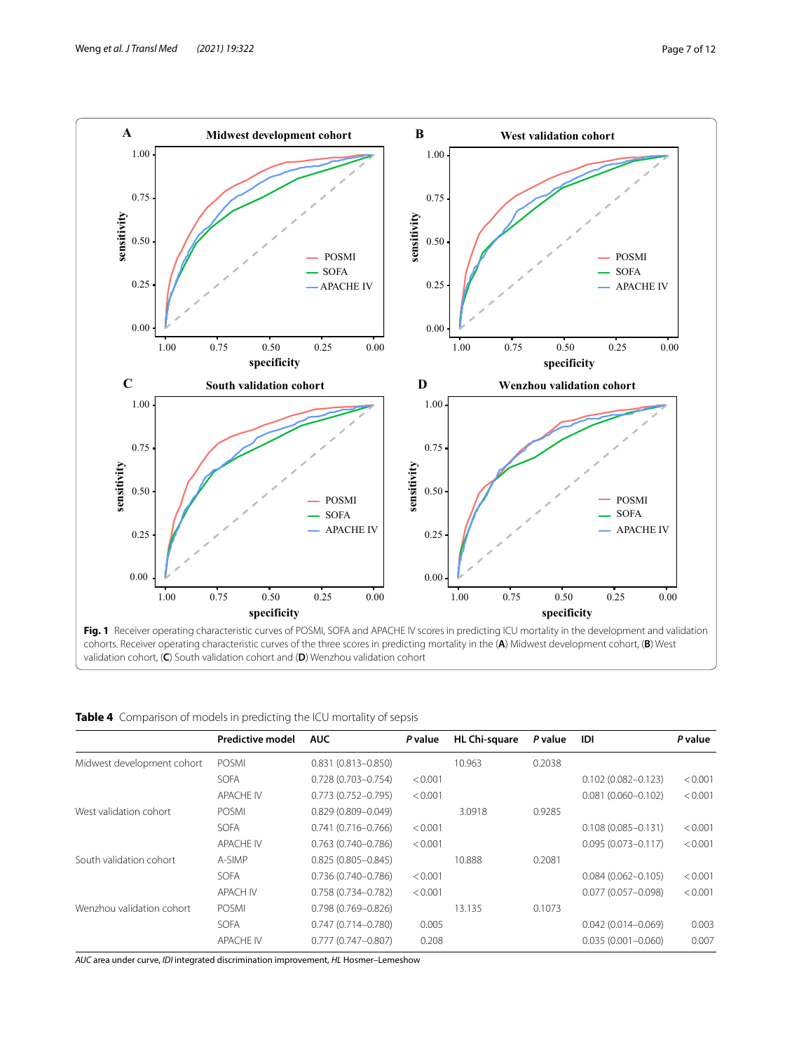**Fig. 1** Receiver operating characteristic curves of POSMI, SOFA and APACHE IV scores in predicting ICU mortality in the development and validation cohorts. Receiver operating characteristic curves of the three scores in predicting mortality in the (**A**) Midwest development cohort, (**B**) West validation cohort, (**C**) South validation cohort and (**D**) Wenzhou validation cohort

**Table 4** Comparison of models in predicting the ICU mortality of sepsis

| | Predictive model | AUC | *P* value | HL Chi-square | *P* value | IDI | *P* value |
|---|---|---|---|---|---|---|---|
| Midwest development cohort | POSMI | 0.831 (0.813–0.850) | | 10.963 | 0.2038 | | |
| | SOFA | 0.728 (0.703–0.754) | < 0.001 | | | 0.102 (0.082–0.123) | < 0.001 |
| | APACHE IV | 0.773 (0.752–0.795) | < 0.001 | | | 0.081 (0.060–0.102) | < 0.001 |
| West validation cohort | POSMI | 0.829 (0.809–0.049) | | 3.0918 | 0.9285 | | |
| | SOFA | 0.741 (0.716–0.766) | < 0.001 | | | 0.108 (0.085–0.131) | < 0.001 |
| | APACHE IV | 0.763 (0.740–0.786) | < 0.001 | | | 0.095 (0.073–0.117) | < 0.001 |
| South validation cohort | A-SIMP | 0.825 (0.805–0.845) | | 10.888 | 0.2081 | | |
| | SOFA | 0.736 (0.740–0.786) | < 0.001 | | | 0.084 (0.062–0.105) | < 0.001 |
| | APACH IV | 0.758 (0.734–0.782) | < 0.001 | | | 0.077 (0.057–0.098) | < 0.001 |
| Wenzhou validation cohort | POSMI | 0.798 (0.769–0.826) | | 13.135 | 0.1073 | | |
| | SOFA | 0.747 (0.714–0.780) | 0.005 | | | 0.042 (0.014–0.069) | 0.003 |
| | APACHE IV | 0.777 (0.747–0.807) | 0.208 | | | 0.035 (0.001–0.060) | 0.007 |

*AUC* area under curve, *IDI* integrated discrimination improvement, *HL* Hosmer–Lemeshow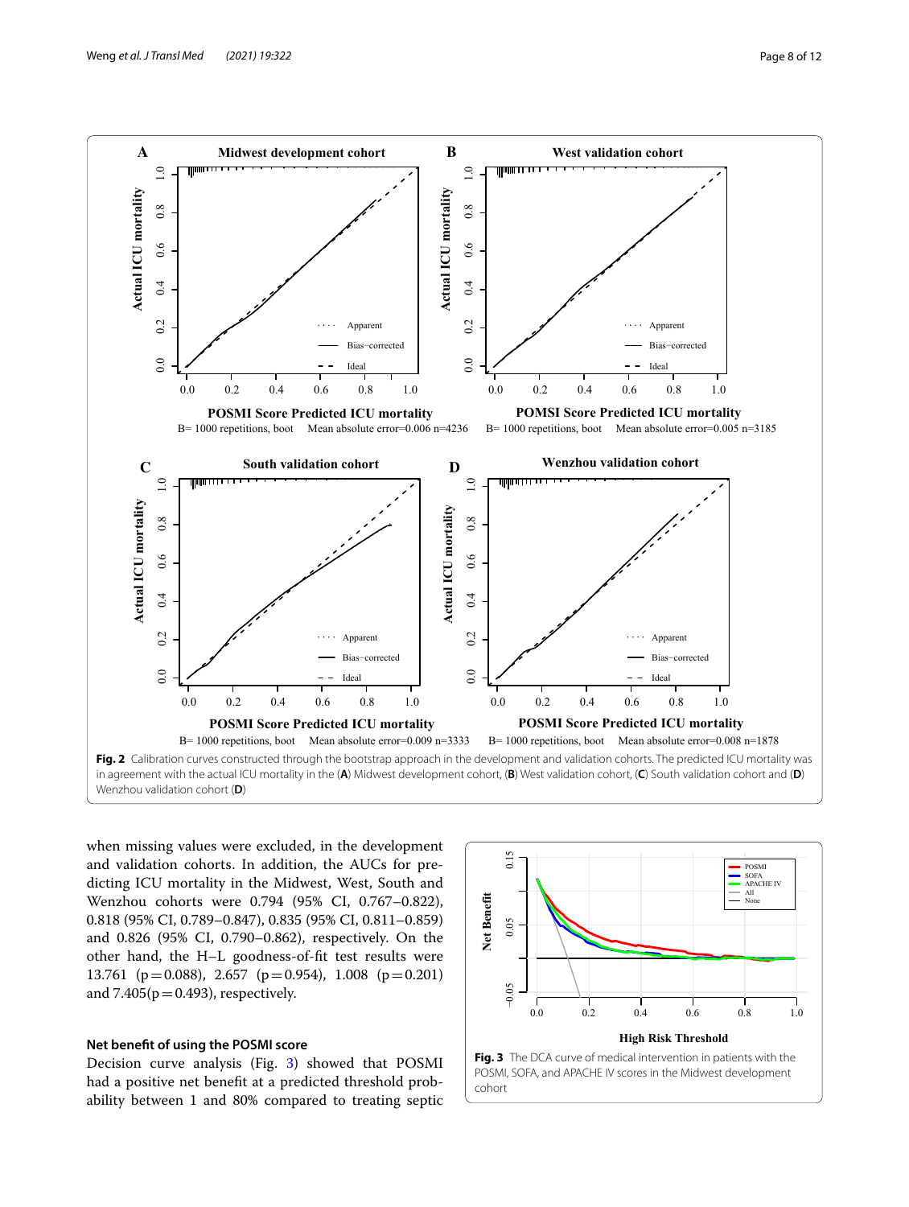**Fig. 2** Calibration curves constructed through the bootstrap approach in the development and validation cohorts. The predicted ICU mortality was in agreement with the actual ICU mortality in the (**A**) Midwest development cohort, (**B**) West validation cohort, (**C**) South validation cohort and (**D**) Wenzhou validation cohort (**D**)

when missing values were excluded, in the development and validation cohorts. In addition, the AUCs for predicting ICU mortality in the Midwest, West, South and Wenzhou cohorts were 0.794 (95% CI, 0.767–0.822), 0.818 (95% CI, 0.789–0.847), 0.835 (95% CI, 0.811–0.859) and 0.826 (95% CI, 0.790–0.862), respectively. On the other hand, the H–L goodness-of-fit test results were 13.761 ($p = 0.088$), 2.657 ($p = 0.954$), 1.008 ($p = 0.201$) and 7.405($p = 0.493$), respectively.

**Fig. 3** The DCA curve of medical intervention in patients with the POSMI, SOFA, and APACHE IV scores in the Midwest development cohort

### Net benefit of using the POSMI score

Decision curve analysis (Fig. 3) showed that POSMI had a positive net benefit at a predicted threshold probability between 1 and 80% compared to treating septic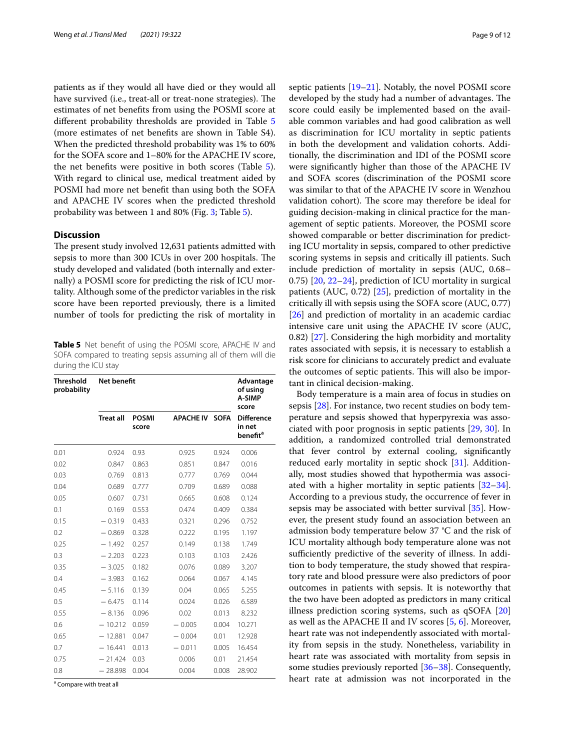patients as if they would all have died or they would all have survived (i.e., treat-all or treat-none strategies). The estimates of net benefits from using the POSMI score at different probability thresholds are provided in Table 5 (more estimates of net benefits are shown in Table S4). When the predicted threshold probability was 1% to 60% for the SOFA score and 1–80% for the APACHE IV score, the net benefits were positive in both scores (Table 5). With regard to clinical use, medical treatment aided by POSMI had more net benefit than using both the SOFA and APACHE IV scores when the predicted threshold probability was between 1 and 80% (Fig. 3; Table 5).

## Discussion

The present study involved 12,631 patients admitted with sepsis to more than 300 ICUs in over 200 hospitals. The study developed and validated (both internally and externally) a POSMI score for predicting the risk of ICU mortality. Although some of the predictor variables in the risk score have been reported previously, there is a limited number of tools for predicting the risk of mortality in septic patients [19–21]. Notably, the novel POSMI score developed by the study had a number of advantages. The score could easily be implemented based on the available common variables and had good calibration as well as discrimination for ICU mortality in septic patients in both the development and validation cohorts. Additionally, the discrimination and IDI of the POSMI score were significantly higher than those of the APACHE IV and SOFA scores (discrimination of the POSMI score was similar to that of the APACHE IV score in Wenzhou validation cohort). The score may therefore be ideal for guiding decision-making in clinical practice for the management of septic patients. Moreover, the POSMI score showed comparable or better discrimination for predicting ICU mortality in sepsis, compared to other predictive scoring systems in sepsis and critically ill patients. Such include prediction of mortality in sepsis (AUC, 0.68–0.75) [20, 22–24], prediction of ICU mortality in surgical patients (AUC, 0.72) [25], prediction of mortality in the critically ill with sepsis using the SOFA score (AUC, 0.77) [26] and prediction of mortality in an academic cardiac intensive care unit using the APACHE IV score (AUC, 0.82) [27]. Considering the high morbidity and mortality rates associated with sepsis, it is necessary to establish a risk score for clinicians to accurately predict and evaluate the outcomes of septic patients. This will also be important in clinical decision-making.

Body temperature is a main area of focus in studies on sepsis [28]. For instance, two recent studies on body temperature and sepsis showed that hyperpyrexia was associated with poor prognosis in septic patients [29, 30]. In addition, a randomized controlled trial demonstrated that fever control by external cooling, significantly reduced early mortality in septic shock [31]. Additionally, most studies showed that hypothermia was associated with a higher mortality in septic patients [32–34]. According to a previous study, the occurrence of fever in sepsis may be associated with better survival [35]. However, the present study found an association between an admission body temperature below 37 °C and the risk of ICU mortality although body temperature alone was not sufficiently predictive of the severity of illness. In addition to body temperature, the study showed that respiratory rate and blood pressure were also predictors of poor outcomes in patients with sepsis. It is noteworthy that the two have been adopted as predictors in many critical illness prediction scoring systems, such as qSOFA [20] as well as the APACHE II and IV scores [5, 6]. Moreover, heart rate was not independently associated with mortality from sepsis in the study. Nonetheless, variability in heart rate was associated with mortality from sepsis in some studies previously reported [36–38]. Consequently, heart rate at admission was not incorporated in the

**Table 5** Net benefit of using the POSMI score, APACHE IV and SOFA compared to treating sepsis assuming all of them will die during the ICU stay

| Threshold probability | Net benefit | | | | Advantage of using A-SIMP score |
|---|---|---|---|---|---|
| | Treat all | POSMI score | APACHE IV | SOFA | Difference in net benefit[a] |
| 0.01 | 0.924 | 0.93 | 0.925 | 0.924 | 0.006 |
| 0.02 | 0.847 | 0.863 | 0.851 | 0.847 | 0.016 |
| 0.03 | 0.769 | 0.813 | 0.777 | 0.769 | 0.044 |
| 0.04 | 0.689 | 0.777 | 0.709 | 0.689 | 0.088 |
| 0.05 | 0.607 | 0.731 | 0.665 | 0.608 | 0.124 |
| 0.1 | 0.169 | 0.553 | 0.474 | 0.409 | 0.384 |
| 0.15 | −0.319 | 0.433 | 0.321 | 0.296 | 0.752 |
| 0.2 | −0.869 | 0.328 | 0.222 | 0.195 | 1.197 |
| 0.25 | −1.492 | 0.257 | 0.149 | 0.138 | 1.749 |
| 0.3 | −2.203 | 0.223 | 0.103 | 0.103 | 2.426 |
| 0.35 | −3.025 | 0.182 | 0.076 | 0.089 | 3.207 |
| 0.4 | −3.983 | 0.162 | 0.064 | 0.067 | 4.145 |
| 0.45 | −5.116 | 0.139 | 0.04 | 0.065 | 5.255 |
| 0.5 | −6.475 | 0.114 | 0.024 | 0.026 | 6.589 |
| 0.55 | −8.136 | 0.096 | 0.02 | 0.013 | 8.232 |
| 0.6 | −10.212 | 0.059 | −0.005 | 0.004 | 10.271 |
| 0.65 | −12.881 | 0.047 | −0.004 | 0.01 | 12.928 |
| 0.7 | −16.441 | 0.013 | −0.011 | 0.005 | 16.454 |
| 0.75 | −21.424 | 0.03 | 0.006 | 0.01 | 21.454 |
| 0.8 | −28.898 | 0.004 | 0.004 | 0.008 | 28.902 |

[a] Compare with treat all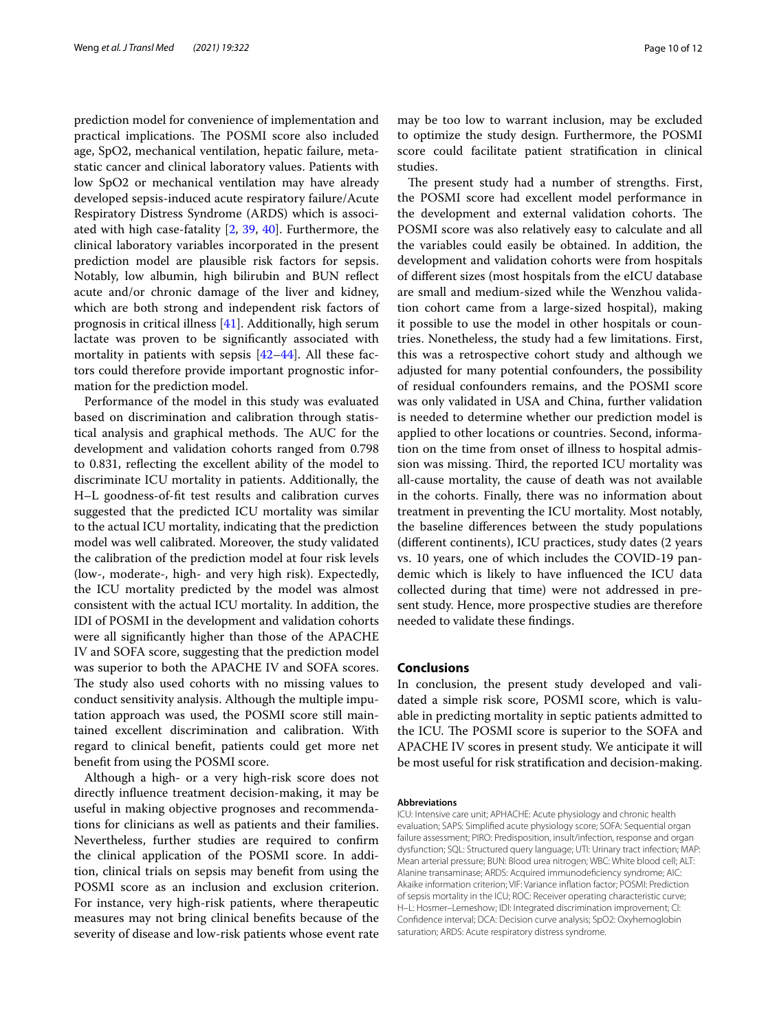prediction model for convenience of implementation and practical implications. The POSMI score also included age, SpO2, mechanical ventilation, hepatic failure, metastatic cancer and clinical laboratory values. Patients with low SpO2 or mechanical ventilation may have already developed sepsis-induced acute respiratory failure/Acute Respiratory Distress Syndrome (ARDS) which is associated with high case-fatality [2, 39, 40]. Furthermore, the clinical laboratory variables incorporated in the present prediction model are plausible risk factors for sepsis. Notably, low albumin, high bilirubin and BUN reflect acute and/or chronic damage of the liver and kidney, which are both strong and independent risk factors of prognosis in critical illness [41]. Additionally, high serum lactate was proven to be significantly associated with mortality in patients with sepsis [42–44]. All these factors could therefore provide important prognostic information for the prediction model.

Performance of the model in this study was evaluated based on discrimination and calibration through statistical analysis and graphical methods. The AUC for the development and validation cohorts ranged from 0.798 to 0.831, reflecting the excellent ability of the model to discriminate ICU mortality in patients. Additionally, the H–L goodness-of-fit test results and calibration curves suggested that the predicted ICU mortality was similar to the actual ICU mortality, indicating that the prediction model was well calibrated. Moreover, the study validated the calibration of the prediction model at four risk levels (low-, moderate-, high- and very high risk). Expectedly, the ICU mortality predicted by the model was almost consistent with the actual ICU mortality. In addition, the IDI of POSMI in the development and validation cohorts were all significantly higher than those of the APACHE IV and SOFA score, suggesting that the prediction model was superior to both the APACHE IV and SOFA scores. The study also used cohorts with no missing values to conduct sensitivity analysis. Although the multiple imputation approach was used, the POSMI score still maintained excellent discrimination and calibration. With regard to clinical benefit, patients could get more net benefit from using the POSMI score.

Although a high- or a very high-risk score does not directly influence treatment decision-making, it may be useful in making objective prognoses and recommendations for clinicians as well as patients and their families. Nevertheless, further studies are required to confirm the clinical application of the POSMI score. In addition, clinical trials on sepsis may benefit from using the POSMI score as an inclusion and exclusion criterion. For instance, very high-risk patients, where therapeutic measures may not bring clinical benefits because of the severity of disease and low-risk patients whose event rate may be too low to warrant inclusion, may be excluded to optimize the study design. Furthermore, the POSMI score could facilitate patient stratification in clinical studies.

The present study had a number of strengths. First, the POSMI score had excellent model performance in the development and external validation cohorts. The POSMI score was also relatively easy to calculate and all the variables could easily be obtained. In addition, the development and validation cohorts were from hospitals of different sizes (most hospitals from the eICU database are small and medium-sized while the Wenzhou validation cohort came from a large-sized hospital), making it possible to use the model in other hospitals or countries. Nonetheless, the study had a few limitations. First, this was a retrospective cohort study and although we adjusted for many potential confounders, the possibility of residual confounders remains, and the POSMI score was only validated in USA and China, further validation is needed to determine whether our prediction model is applied to other locations or countries. Second, information on the time from onset of illness to hospital admission was missing. Third, the reported ICU mortality was all-cause mortality, the cause of death was not available in the cohorts. Finally, there was no information about treatment in preventing the ICU mortality. Most notably, the baseline differences between the study populations (different continents), ICU practices, study dates (2 years vs. 10 years, one of which includes the COVID-19 pandemic which is likely to have influenced the ICU data collected during that time) were not addressed in present study. Hence, more prospective studies are therefore needed to validate these findings.

## Conclusions

In conclusion, the present study developed and validated a simple risk score, POSMI score, which is valuable in predicting mortality in septic patients admitted to the ICU. The POSMI score is superior to the SOFA and APACHE IV scores in present study. We anticipate it will be most useful for risk stratification and decision-making.

#### Abbreviations

ICU: Intensive care unit; APHACHE: Acute physiology and chronic health evaluation; SAPS: Simplified acute physiology score; SOFA: Sequential organ failure assessment; PIRO: Predisposition, insult/infection, response and organ dysfunction; SQL: Structured query language; UTI: Urinary tract infection; MAP: Mean arterial pressure; BUN: Blood urea nitrogen; WBC: White blood cell; ALT: Alanine transaminase; ARDS: Acquired immunodeficiency syndrome; AIC: Akaike information criterion; VIF: Variance inflation factor; POSMI: Prediction of sepsis mortality in the ICU; ROC: Receiver operating characteristic curve; H–L: Hosmer–Lemeshow; IDI: Integrated discrimination improvement; CI: Confidence interval; DCA: Decision curve analysis; SpO2: Oxyhemoglobin saturation; ARDS: Acute respiratory distress syndrome.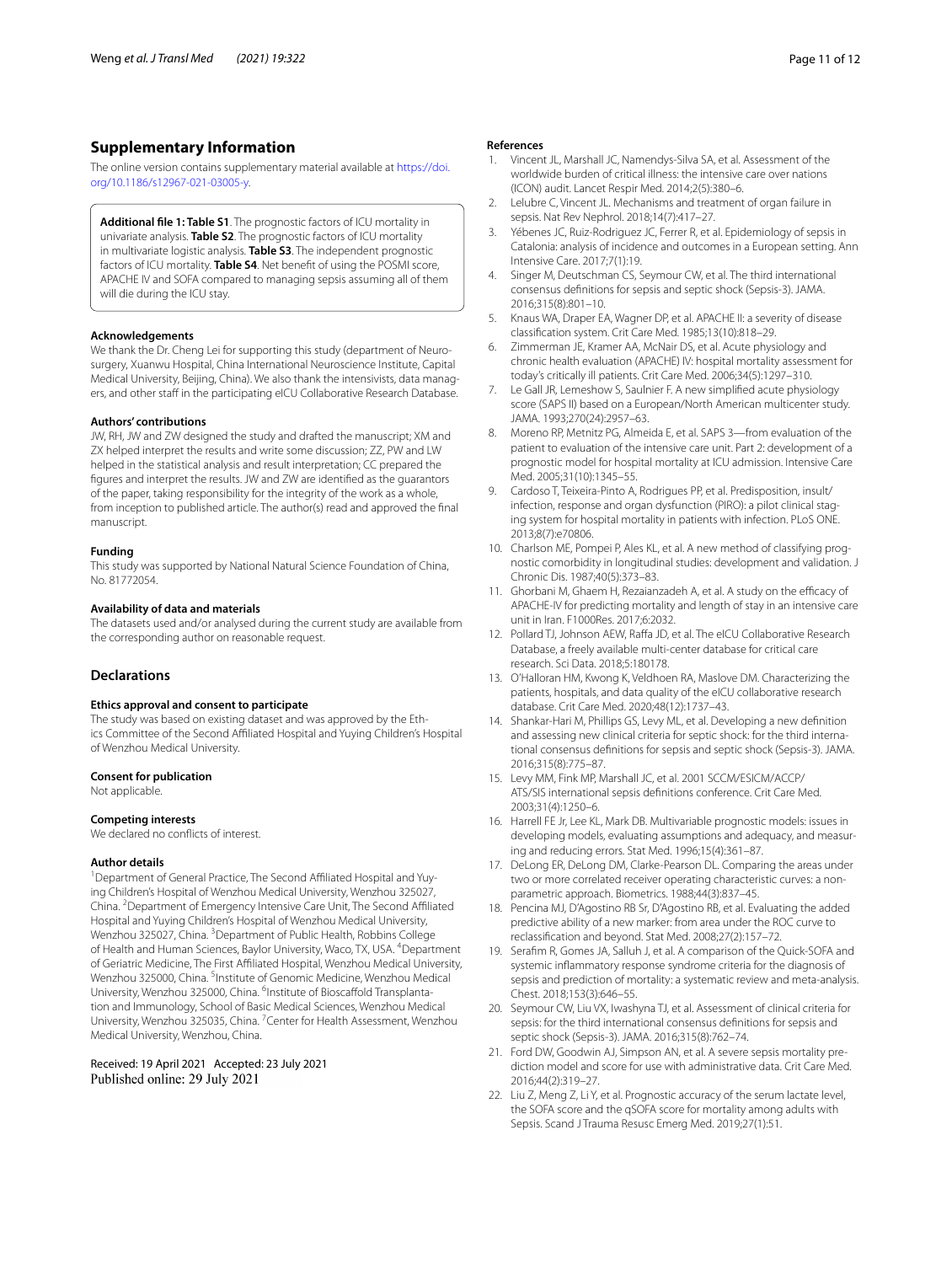## Supplementary Information

The online version contains supplementary material available at https://doi.org/10.1186/s12967-021-03005-y.

> **Additional file 1: Table S1**. The prognostic factors of ICU mortality in univariate analysis. **Table S2**. The prognostic factors of ICU mortality in multivariate logistic analysis. **Table S3**. The independent prognostic factors of ICU mortality. **Table S4**. Net benefit of using the POSMI score, APACHE IV and SOFA compared to managing sepsis assuming all of them will die during the ICU stay.

### Acknowledgements

We thank the Dr. Cheng Lei for supporting this study (department of Neurosurgery, Xuanwu Hospital, China International Neuroscience Institute, Capital Medical University, Beijing, China). We also thank the intensivists, data managers, and other staff in the participating eICU Collaborative Research Database.

### Authors' contributions

JW, RH, JW and ZW designed the study and drafted the manuscript; XM and ZX helped interpret the results and write some discussion; ZZ, PW and LW helped in the statistical analysis and result interpretation; CC prepared the figures and interpret the results. JW and ZW are identified as the guarantors of the paper, taking responsibility for the integrity of the work as a whole, from inception to published article. The author(s) read and approved the final manuscript.

### Funding

This study was supported by National Natural Science Foundation of China, No. 81772054.

### Availability of data and materials

The datasets used and/or analysed during the current study are available from the corresponding author on reasonable request.

## Declarations

### Ethics approval and consent to participate

The study was based on existing dataset and was approved by the Ethics Committee of the Second Affiliated Hospital and Yuying Children's Hospital of Wenzhou Medical University.

### Consent for publication

Not applicable.

### Competing interests

We declared no conflicts of interest.

### Author details

[1]Department of General Practice, The Second Affiliated Hospital and Yuying Children's Hospital of Wenzhou Medical University, Wenzhou 325027, China. [2]Department of Emergency Intensive Care Unit, The Second Affiliated Hospital and Yuying Children's Hospital of Wenzhou Medical University, Wenzhou 325027, China. [3]Department of Public Health, Robbins College of Health and Human Sciences, Baylor University, Waco, TX, USA. [4]Department of Geriatric Medicine, The First Affiliated Hospital, Wenzhou Medical University, Wenzhou 325000, China. [5]Institute of Genomic Medicine, Wenzhou Medical University, Wenzhou 325000, China. [6]Institute of Bioscaffold Transplantation and Immunology, School of Basic Medical Sciences, Wenzhou Medical University, Wenzhou 325035, China. [7]Center for Health Assessment, Wenzhou Medical University, Wenzhou, China.

Received: 19 April 2021 Accepted: 23 July 2021
Published online: 29 July 2021

## References

1. Vincent JL, Marshall JC, Namendys-Silva SA, et al. Assessment of the worldwide burden of critical illness: the intensive care over nations (ICON) audit. Lancet Respir Med. 2014;2(5):380–6.
2. Lelubre C, Vincent JL. Mechanisms and treatment of organ failure in sepsis. Nat Rev Nephrol. 2018;14(7):417–27.
3. Yébenes JC, Ruiz-Rodriguez JC, Ferrer R, et al. Epidemiology of sepsis in Catalonia: analysis of incidence and outcomes in a European setting. Ann Intensive Care. 2017;7(1):19.
4. Singer M, Deutschman CS, Seymour CW, et al. The third international consensus definitions for sepsis and septic shock (Sepsis-3). JAMA. 2016;315(8):801–10.
5. Knaus WA, Draper EA, Wagner DP, et al. APACHE II: a severity of disease classification system. Crit Care Med. 1985;13(10):818–29.
6. Zimmerman JE, Kramer AA, McNair DS, et al. Acute physiology and chronic health evaluation (APACHE) IV: hospital mortality assessment for today's critically ill patients. Crit Care Med. 2006;34(5):1297–310.
7. Le Gall JR, Lemeshow S, Saulnier F. A new simplified acute physiology score (SAPS II) based on a European/North American multicenter study. JAMA. 1993;270(24):2957–63.
8. Moreno RP, Metnitz PG, Almeida E, et al. SAPS 3—from evaluation of the patient to evaluation of the intensive care unit. Part 2: development of a prognostic model for hospital mortality at ICU admission. Intensive Care Med. 2005;31(10):1345–55.
9. Cardoso T, Teixeira-Pinto A, Rodrigues PP, et al. Predisposition, insult/infection, response and organ dysfunction (PIRO): a pilot clinical staging system for hospital mortality in patients with infection. PLoS ONE. 2013;8(7):e70806.
10. Charlson ME, Pompei P, Ales KL, et al. A new method of classifying prognostic comorbidity in longitudinal studies: development and validation. J Chronic Dis. 1987;40(5):373–83.
11. Ghorbani M, Ghaem H, Rezaianzadeh A, et al. A study on the efficacy of APACHE-IV for predicting mortality and length of stay in an intensive care unit in Iran. F1000Res. 2017;6:2032.
12. Pollard TJ, Johnson AEW, Raffa JD, et al. The eICU Collaborative Research Database, a freely available multi-center database for critical care research. Sci Data. 2018;5:180178.
13. O'Halloran HM, Kwong K, Veldhoen RA, Maslove DM. Characterizing the patients, hospitals, and data quality of the eICU collaborative research database. Crit Care Med. 2020;48(12):1737–43.
14. Shankar-Hari M, Phillips GS, Levy ML, et al. Developing a new definition and assessing new clinical criteria for septic shock: for the third international consensus definitions for sepsis and septic shock (Sepsis-3). JAMA. 2016;315(8):775–87.
15. Levy MM, Fink MP, Marshall JC, et al. 2001 SCCM/ESICM/ACCP/ATS/SIS international sepsis definitions conference. Crit Care Med. 2003;31(4):1250–6.
16. Harrell FE Jr, Lee KL, Mark DB. Multivariable prognostic models: issues in developing models, evaluating assumptions and adequacy, and measuring and reducing errors. Stat Med. 1996;15(4):361–87.
17. DeLong ER, DeLong DM, Clarke-Pearson DL. Comparing the areas under two or more correlated receiver operating characteristic curves: a nonparametric approach. Biometrics. 1988;44(3):837–45.
18. Pencina MJ, D'Agostino RB Sr, D'Agostino RB, et al. Evaluating the added predictive ability of a new marker: from area under the ROC curve to reclassification and beyond. Stat Med. 2008;27(2):157–72.
19. Serafim R, Gomes JA, Salluh J, et al. A comparison of the Quick-SOFA and systemic inflammatory response syndrome criteria for the diagnosis of sepsis and prediction of mortality: a systematic review and meta-analysis. Chest. 2018;153(3):646–55.
20. Seymour CW, Liu VX, Iwashyna TJ, et al. Assessment of clinical criteria for sepsis: for the third international consensus definitions for sepsis and septic shock (Sepsis-3). JAMA. 2016;315(8):762–74.
21. Ford DW, Goodwin AJ, Simpson AN, et al. A severe sepsis mortality prediction model and score for use with administrative data. Crit Care Med. 2016;44(2):319–27.
22. Liu Z, Meng Z, Li Y, et al. Prognostic accuracy of the serum lactate level, the SOFA score and the qSOFA score for mortality among adults with Sepsis. Scand J Trauma Resusc Emerg Med. 2019;27(1):51.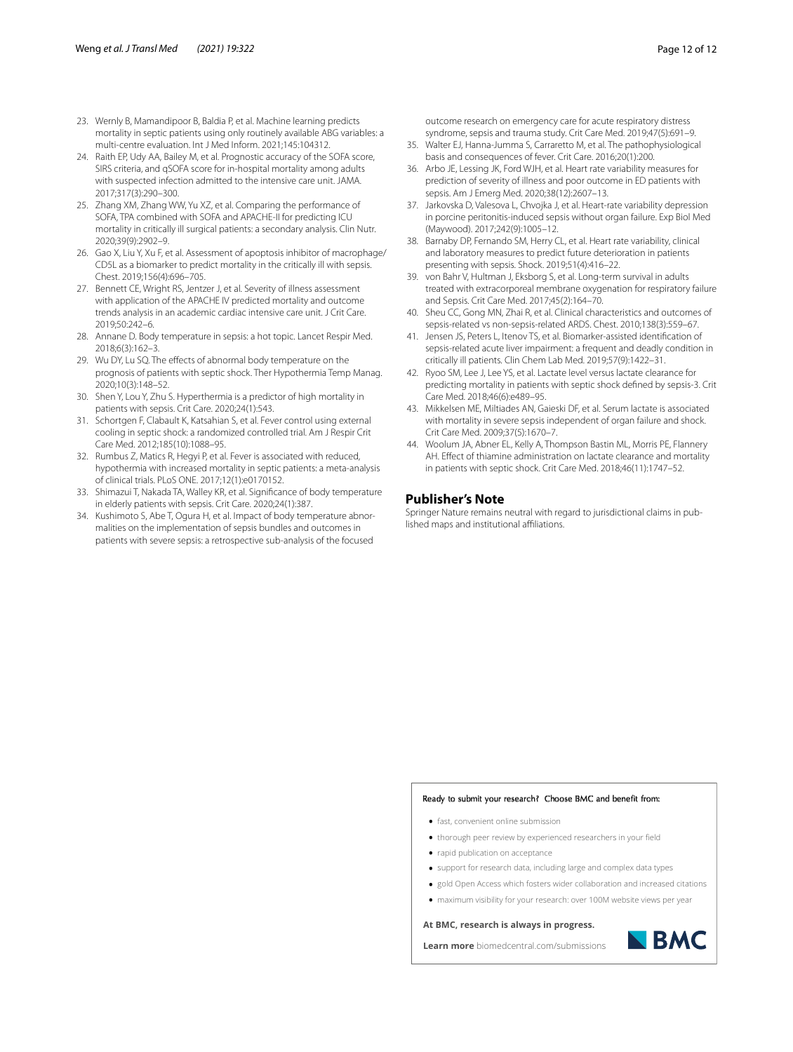23. Wernly B, Mamandipoor B, Baldia P, et al. Machine learning predicts mortality in septic patients using only routinely available ABG variables: a multi-centre evaluation. Int J Med Inform. 2021;145:104312.
24. Raith EP, Udy AA, Bailey M, et al. Prognostic accuracy of the SOFA score, SIRS criteria, and qSOFA score for in-hospital mortality among adults with suspected infection admitted to the intensive care unit. JAMA. 2017;317(3):290–300.
25. Zhang XM, Zhang WW, Yu XZ, et al. Comparing the performance of SOFA, TPA combined with SOFA and APACHE-II for predicting ICU mortality in critically ill surgical patients: a secondary analysis. Clin Nutr. 2020;39(9):2902–9.
26. Gao X, Liu Y, Xu F, et al. Assessment of apoptosis inhibitor of macrophage/CD5L as a biomarker to predict mortality in the critically ill with sepsis. Chest. 2019;156(4):696–705.
27. Bennett CE, Wright RS, Jentzer J, et al. Severity of illness assessment with application of the APACHE IV predicted mortality and outcome trends analysis in an academic cardiac intensive care unit. J Crit Care. 2019;50:242–6.
28. Annane D. Body temperature in sepsis: a hot topic. Lancet Respir Med. 2018;6(3):162–3.
29. Wu DY, Lu SQ. The effects of abnormal body temperature on the prognosis of patients with septic shock. Ther Hypothermia Temp Manag. 2020;10(3):148–52.
30. Shen Y, Lou Y, Zhu S. Hyperthermia is a predictor of high mortality in patients with sepsis. Crit Care. 2020;24(1):543.
31. Schortgen F, Clabault K, Katsahian S, et al. Fever control using external cooling in septic shock: a randomized controlled trial. Am J Respir Crit Care Med. 2012;185(10):1088–95.
32. Rumbus Z, Matics R, Hegyi P, et al. Fever is associated with reduced, hypothermia with increased mortality in septic patients: a meta-analysis of clinical trials. PLoS ONE. 2017;12(1):e0170152.
33. Shimazui T, Nakada TA, Walley KR, et al. Significance of body temperature in elderly patients with sepsis. Crit Care. 2020;24(1):387.
34. Kushimoto S, Abe T, Ogura H, et al. Impact of body temperature abnormalities on the implementation of sepsis bundles and outcomes in patients with severe sepsis: a retrospective sub-analysis of the focused outcome research on emergency care for acute respiratory distress syndrome, sepsis and trauma study. Crit Care Med. 2019;47(5):691–9.
35. Walter EJ, Hanna-Jumma S, Carraretto M, et al. The pathophysiological basis and consequences of fever. Crit Care. 2016;20(1):200.
36. Arbo JE, Lessing JK, Ford WJH, et al. Heart rate variability measures for prediction of severity of illness and poor outcome in ED patients with sepsis. Am J Emerg Med. 2020;38(12):2607–13.
37. Jarkovska D, Valesova L, Chvojka J, et al. Heart-rate variability depression in porcine peritonitis-induced sepsis without organ failure. Exp Biol Med (Maywood). 2017;242(9):1005–12.
38. Barnaby DP, Fernando SM, Herry CL, et al. Heart rate variability, clinical and laboratory measures to predict future deterioration in patients presenting with sepsis. Shock. 2019;51(4):416–22.
39. von Bahr V, Hultman J, Eksborg S, et al. Long-term survival in adults treated with extracorporeal membrane oxygenation for respiratory failure and Sepsis. Crit Care Med. 2017;45(2):164–70.
40. Sheu CC, Gong MN, Zhai R, et al. Clinical characteristics and outcomes of sepsis-related vs non-sepsis-related ARDS. Chest. 2010;138(3):559–67.
41. Jensen JS, Peters L, Itenov TS, et al. Biomarker-assisted identification of sepsis-related acute liver impairment: a frequent and deadly condition in critically ill patients. Clin Chem Lab Med. 2019;57(9):1422–31.
42. Ryoo SM, Lee J, Lee YS, et al. Lactate level versus lactate clearance for predicting mortality in patients with septic shock defined by sepsis-3. Crit Care Med. 2018;46(6):e489–95.
43. Mikkelsen ME, Miltiades AN, Gaieski DF, et al. Serum lactate is associated with mortality in severe sepsis independent of organ failure and shock. Crit Care Med. 2009;37(5):1670–7.
44. Woolum JA, Abner EL, Kelly A, Thompson Bastin ML, Morris PE, Flannery AH. Effect of thiamine administration on lactate clearance and mortality in patients with septic shock. Crit Care Med. 2018;46(11):1747–52.

## Publisher's Note

Springer Nature remains neutral with regard to jurisdictional claims in published maps and institutional affiliations.

Ready to submit your research? Choose BMC and benefit from:

- fast, convenient online submission
- thorough peer review by experienced researchers in your field
- rapid publication on acceptance
- support for research data, including large and complex data types
- gold Open Access which fosters wider collaboration and increased citations
- maximum visibility for your research: over 100M website views per year

**At BMC, research is always in progress.**

**Learn more** biomedcentral.com/submissions

BMC